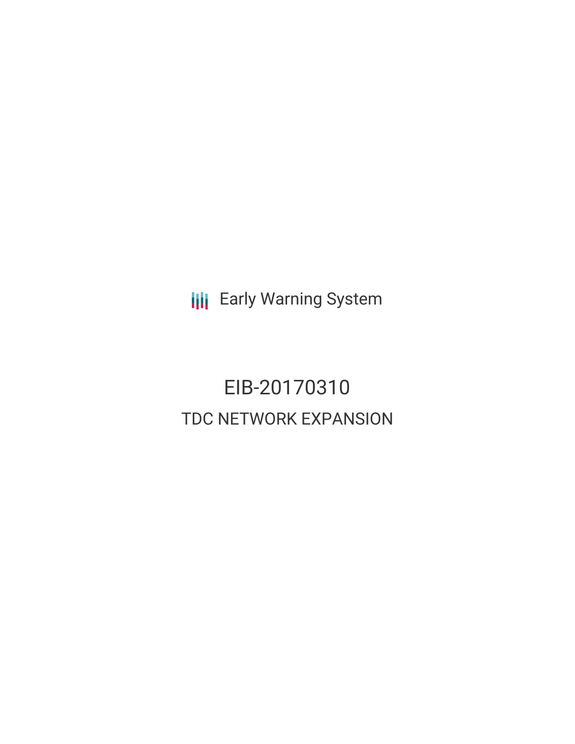Early Warning System

# EIB-20170310

## TDC NETWORK EXPANSION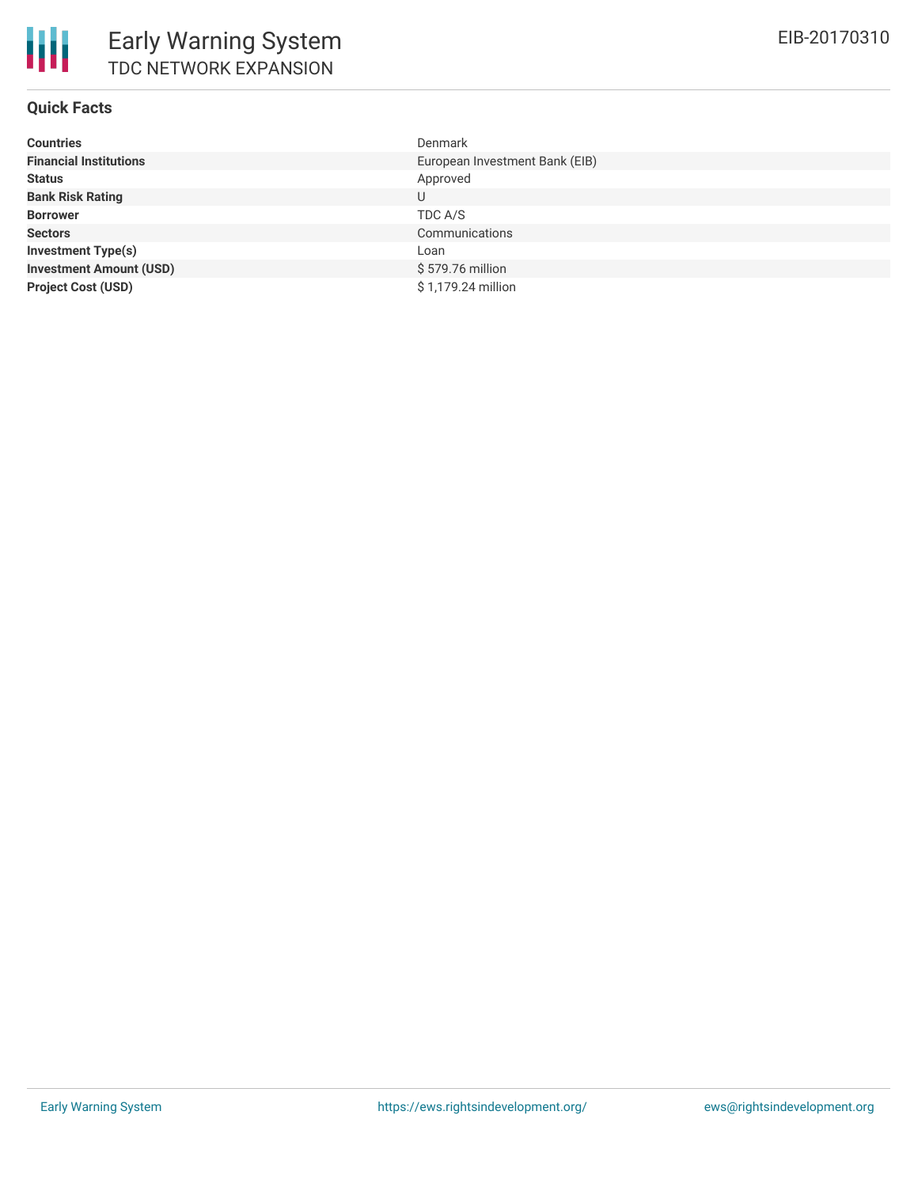## Quick Facts

| | |
|---|---|
| **Countries** | Denmark |
| **Financial Institutions** | European Investment Bank (EIB) |
| **Status** | Approved |
| **Bank Risk Rating** | U |
| **Borrower** | TDC A/S |
| **Sectors** | Communications |
| **Investment Type(s)** | Loan |
| **Investment Amount (USD)** | $ 579.76 million |
| **Project Cost (USD)** | $ 1,179.24 million |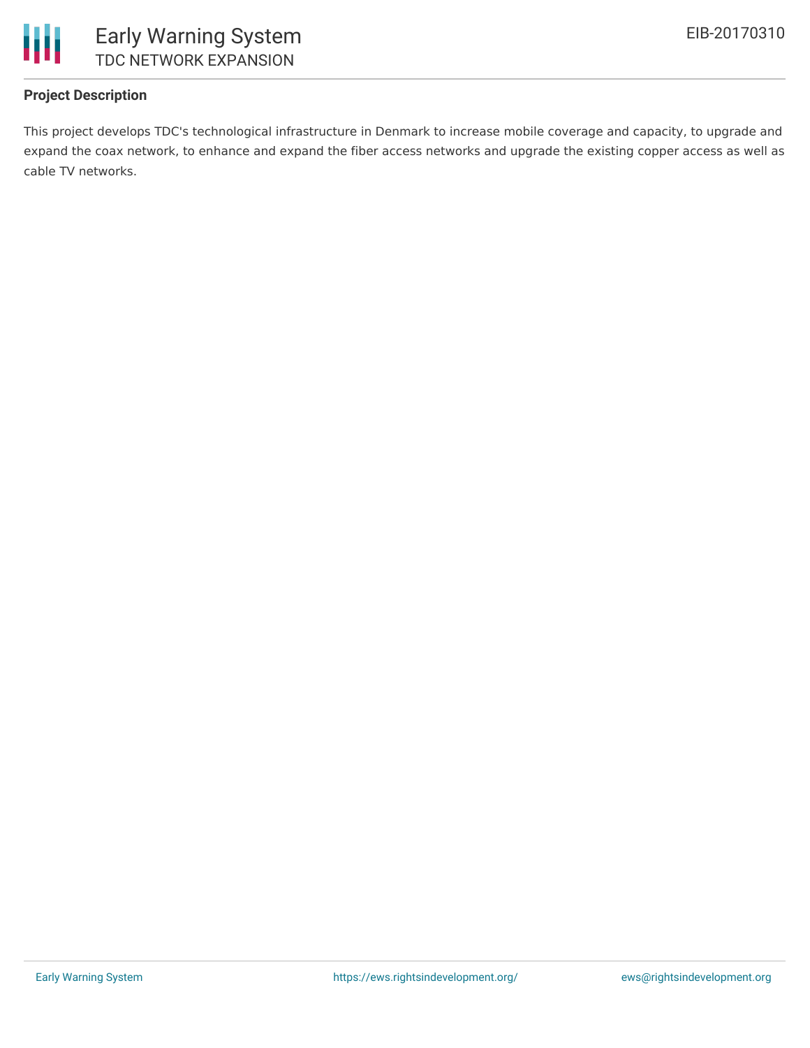**Project Description**

This project develops TDC's technological infrastructure in Denmark to increase mobile coverage and capacity, to upgrade and expand the coax network, to enhance and expand the fiber access networks and upgrade the existing copper access as well as cable TV networks.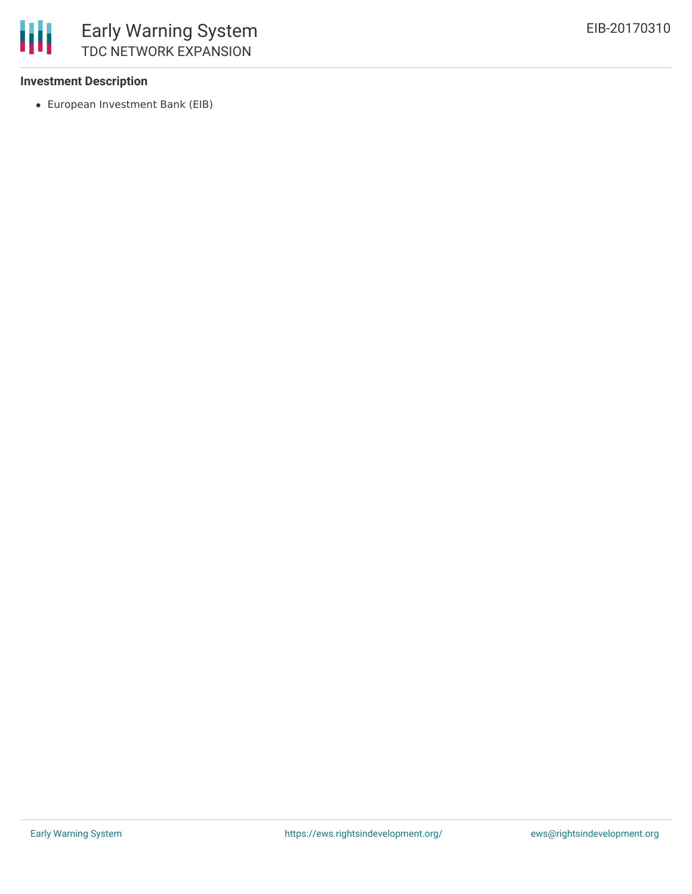### Investment Description

- European Investment Bank (EIB)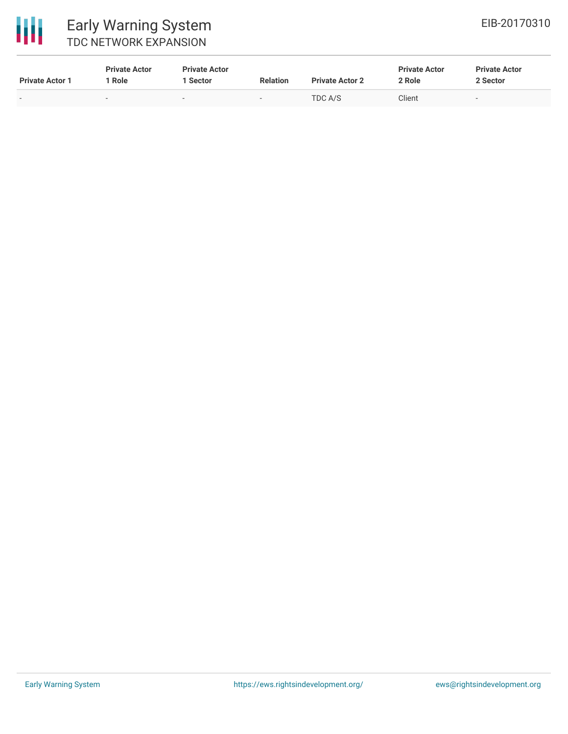| Private Actor 1 | Private Actor 1 Role | Private Actor 1 Sector | Relation | Private Actor 2 | Private Actor 2 Role | Private Actor 2 Sector |
| --- | --- | --- | --- | --- | --- | --- |
| - | - | - | - | TDC A/S | Client | - |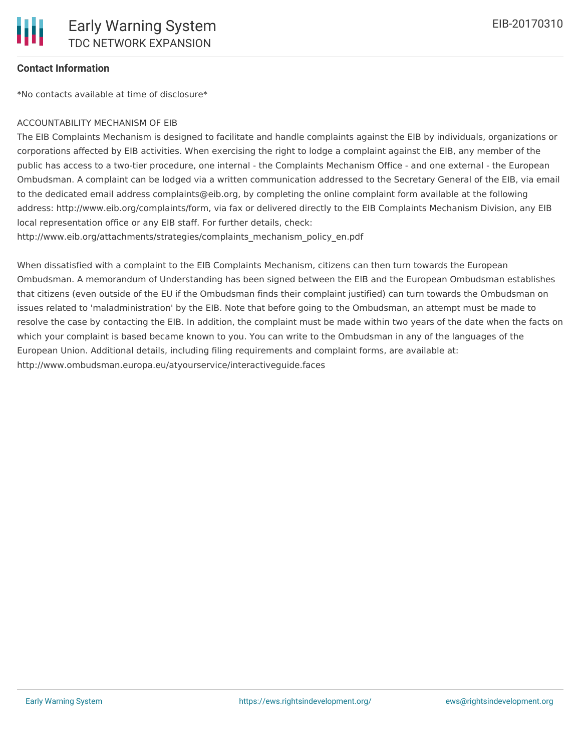**Contact Information**

*No contacts available at time of disclosure*

ACCOUNTABILITY MECHANISM OF EIB

The EIB Complaints Mechanism is designed to facilitate and handle complaints against the EIB by individuals, organizations or corporations affected by EIB activities. When exercising the right to lodge a complaint against the EIB, any member of the public has access to a two-tier procedure, one internal - the Complaints Mechanism Office - and one external - the European Ombudsman. A complaint can be lodged via a written communication addressed to the Secretary General of the EIB, via email to the dedicated email address complaints@eib.org, by completing the online complaint form available at the following address: http://www.eib.org/complaints/form, via fax or delivered directly to the EIB Complaints Mechanism Division, any EIB local representation office or any EIB staff. For further details, check: http://www.eib.org/attachments/strategies/complaints_mechanism_policy_en.pdf

When dissatisfied with a complaint to the EIB Complaints Mechanism, citizens can then turn towards the European Ombudsman. A memorandum of Understanding has been signed between the EIB and the European Ombudsman establishes that citizens (even outside of the EU if the Ombudsman finds their complaint justified) can turn towards the Ombudsman on issues related to 'maladministration' by the EIB. Note that before going to the Ombudsman, an attempt must be made to resolve the case by contacting the EIB. In addition, the complaint must be made within two years of the date when the facts on which your complaint is based became known to you. You can write to the Ombudsman in any of the languages of the European Union. Additional details, including filing requirements and complaint forms, are available at: http://www.ombudsman.europa.eu/atyourservice/interactiveguide.faces